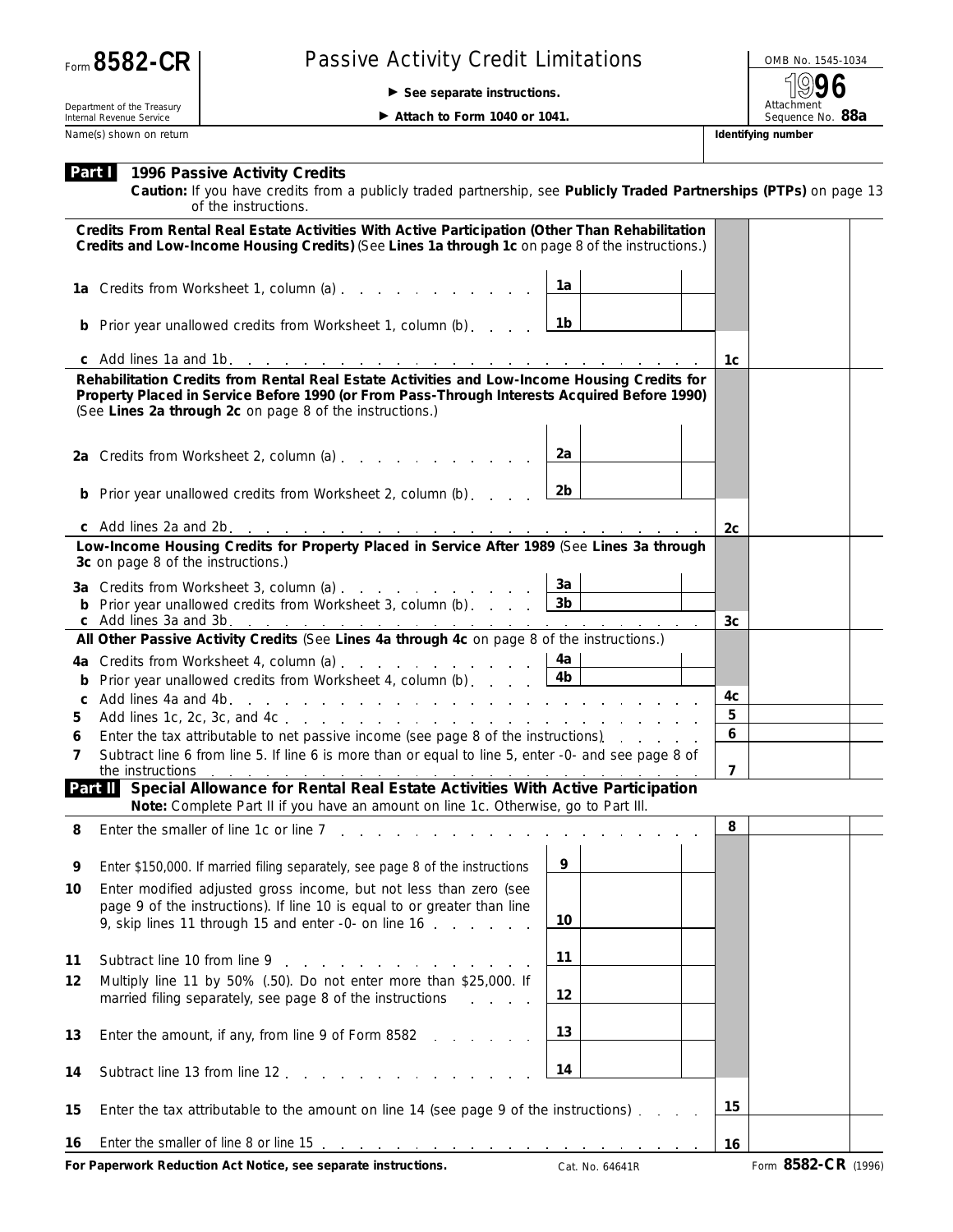Form **8582-CR**

Department of the Treasury
Internal Revenue Service

# Passive Activity Credit Limitations

▶ **See separate instructions.**

▶ **Attach to Form 1040 or 1041.**

OMB No. 1545-1034

**1996**

Attachment Sequence No. **88a**

Name(s) shown on return | **Identifying number**

## Part I 1996 Passive Activity Credits

**Caution:** If you have credits from a publicly traded partnership, see **Publicly Traded Partnerships (PTPs)** on page 13 of the instructions.

**Credits From Rental Real Estate Activities With Active Participation (Other Than Rehabilitation Credits and Low-Income Housing Credits)** (See **Lines 1a through 1c** on page 8 of the instructions.)

| | | | | |
|---|---|---|---|---|
| **1a** | Credits from Worksheet 1, column (a) | 1a | | |
| **b** | Prior year unallowed credits from Worksheet 1, column (b) | 1b | | |
| **c** | Add lines 1a and 1b | | 1c | |

**Rehabilitation Credits from Rental Real Estate Activities and Low-Income Housing Credits for Property Placed in Service Before 1990 (or From Pass-Through Interests Acquired Before 1990)** (See **Lines 2a through 2c** on page 8 of the instructions.)

| | | | | |
|---|---|---|---|---|
| **2a** | Credits from Worksheet 2, column (a) | 2a | | |
| **b** | Prior year unallowed credits from Worksheet 2, column (b) | 2b | | |
| **c** | Add lines 2a and 2b | | 2c | |

**Low-Income Housing Credits for Property Placed in Service After 1989** (See **Lines 3a through 3c** on page 8 of the instructions.)

| | | | | |
|---|---|---|---|---|
| **3a** | Credits from Worksheet 3, column (a) | 3a | | |
| **b** | Prior year unallowed credits from Worksheet 3, column (b) | 3b | | |
| **c** | Add lines 3a and 3b | | 3c | |

**All Other Passive Activity Credits** (See **Lines 4a through 4c** on page 8 of the instructions.)

| | | | | |
|---|---|---|---|---|
| **4a** | Credits from Worksheet 4, column (a) | 4a | | |
| **b** | Prior year unallowed credits from Worksheet 4, column (b) | 4b | | |
| **c** | Add lines 4a and 4b | | 4c | |
| **5** | Add lines 1c, 2c, 3c, and 4c | | 5 | |
| **6** | Enter the tax attributable to net passive income (see page 8 of the instructions) | | 6 | |
| **7** | Subtract line 6 from line 5. If line 6 is more than or equal to line 5, enter -0- and see page 8 of the instructions | | 7 | |

## Part II Special Allowance for Rental Real Estate Activities With Active Participation

**Note:** Complete Part II if you have an amount on line 1c. Otherwise, go to Part III.

| | | | | |
|---|---|---|---|---|
| **8** | Enter the smaller of line 1c or line 7 | | 8 | |
| **9** | Enter $150,000. If married filing separately, see page 8 of the instructions | 9 | | |
| **10** | Enter modified adjusted gross income, but not less than zero (see page 9 of the instructions). If line 10 is equal to or greater than line 9, skip lines 11 through 15 and enter -0- on line 16 | 10 | | |
| **11** | Subtract line 10 from line 9 | 11 | | |
| **12** | Multiply line 11 by 50% (.50). Do not enter more than $25,000. If married filing separately, see page 8 of the instructions | 12 | | |
| **13** | Enter the amount, if any, from line 9 of Form 8582 | 13 | | |
| **14** | Subtract line 13 from line 12 | 14 | | |
| **15** | Enter the tax attributable to the amount on line 14 (see page 9 of the instructions) | | 15 | |
| **16** | Enter the smaller of line 8 or line 15 | | 16 | |

**For Paperwork Reduction Act Notice, see separate instructions.** Cat. No. 64641R Form **8582-CR** (1996)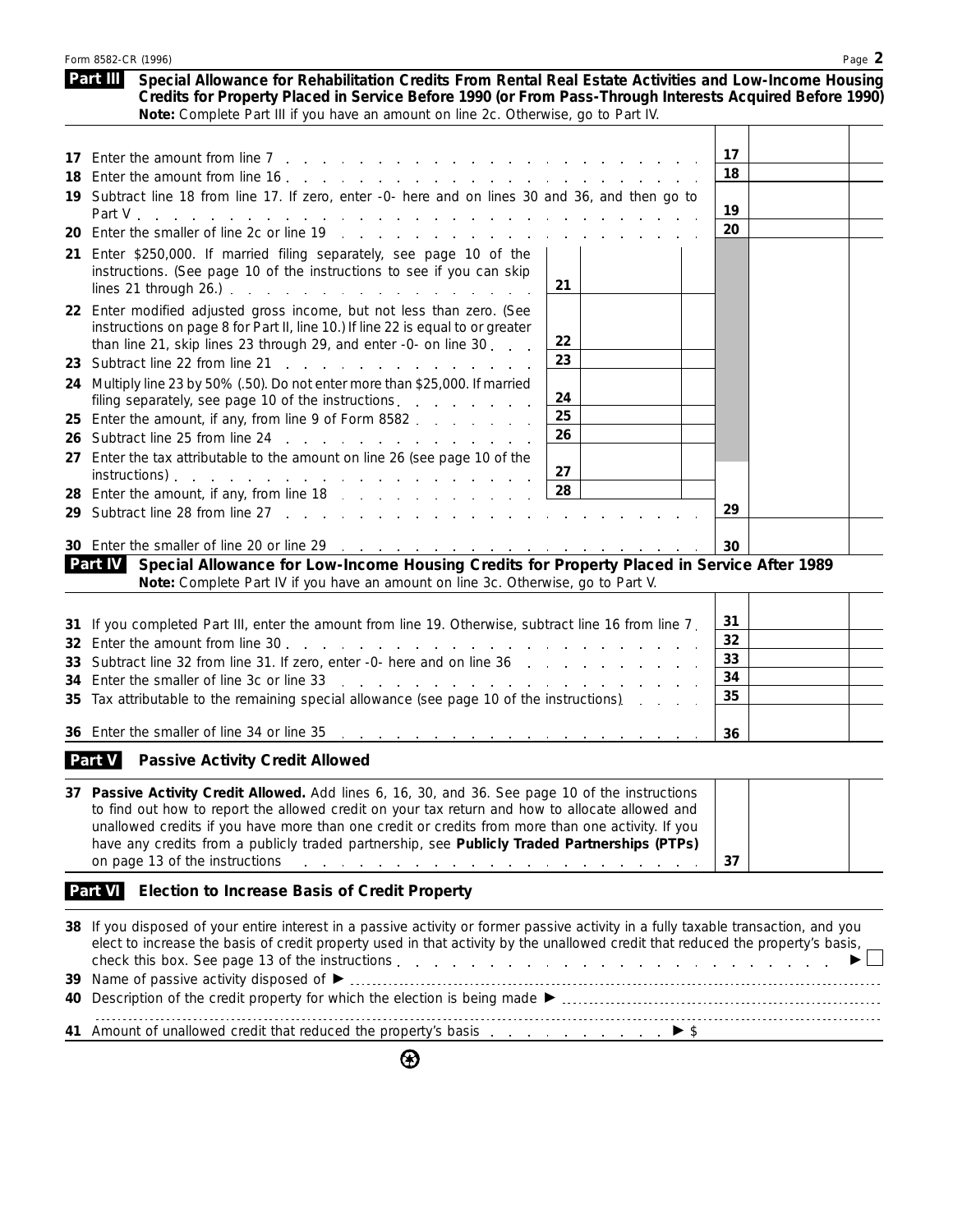**Part III** **Special Allowance for Rehabilitation Credits From Rental Real Estate Activities and Low-Income Housing Credits for Property Placed in Service Before 1990 (or From Pass-Through Interests Acquired Before 1990)**

**Note:** Complete Part III if you have an amount on line 2c. Otherwise, go to Part IV.

| | | | | |
|---|---|---|---|---|
| 17 Enter the amount from line 7 | | | 17 | |
| 18 Enter the amount from line 16 | | | 18 | |
| 19 Subtract line 18 from line 17. If zero, enter -0- here and on lines 30 and 36, and then go to Part V | | | 19 | |
| 20 Enter the smaller of line 2c or line 19 | | | 20 | |
| 21 Enter $250,000. If married filing separately, see page 10 of the instructions. (See page 10 of the instructions to see if you can skip lines 21 through 26.) | 21 | | | |
| 22 Enter modified adjusted gross income, but not less than zero. (See instructions on page 8 for Part II, line 10.) If line 22 is equal to or greater than line 21, skip lines 23 through 29, and enter -0- on line 30 | 22 | | | |
| 23 Subtract line 22 from line 21 | 23 | | | |
| 24 Multiply line 23 by 50% (.50). Do not enter more than $25,000. If married filing separately, see page 10 of the instructions | 24 | | | |
| 25 Enter the amount, if any, from line 9 of Form 8582 | 25 | | | |
| 26 Subtract line 25 from line 24 | 26 | | | |
| 27 Enter the tax attributable to the amount on line 26 (see page 10 of the instructions) | 27 | | | |
| 28 Enter the amount, if any, from line 18 | 28 | | | |
| 29 Subtract line 28 from line 27 | | | 29 | |
| 30 Enter the smaller of line 20 or line 29 | | | 30 | |

**Part IV** **Special Allowance for Low-Income Housing Credits for Property Placed in Service After 1989**

**Note:** Complete Part IV if you have an amount on line 3c. Otherwise, go to Part V.

| | | |
|---|---|---|
| 31 If you completed Part III, enter the amount from line 19. Otherwise, subtract line 16 from line 7 | 31 | |
| 32 Enter the amount from line 30 | 32 | |
| 33 Subtract line 32 from line 31. If zero, enter -0- here and on line 36 | 33 | |
| 34 Enter the smaller of line 3c or line 33 | 34 | |
| 35 Tax attributable to the remaining special allowance (see page 10 of the instructions) | 35 | |
| 36 Enter the smaller of line 34 or line 35 | 36 | |

**Part V** **Passive Activity Credit Allowed**

| | | |
|---|---|---|
| 37 **Passive Activity Credit Allowed.** Add lines 6, 16, 30, and 36. See page 10 of the instructions to find out how to report the allowed credit on your tax return and how to allocate allowed and unallowed credits if you have more than one credit or credits from more than one activity. If you have any credits from a publicly traded partnership, see **Publicly Traded Partnerships (PTPs)** on page 13 of the instructions | 37 | |

**Part VI** **Election to Increase Basis of Credit Property**

38 If you disposed of your entire interest in a passive activity or former passive activity in a fully taxable transaction, and you elect to increase the basis of credit property used in that activity by the unallowed credit that reduced the property's basis, check this box. See page 13 of the instructions ▶ ☐

39 Name of passive activity disposed of ▶

40 Description of the credit property for which the election is being made ▶

41 Amount of unallowed credit that reduced the property's basis ▶ $